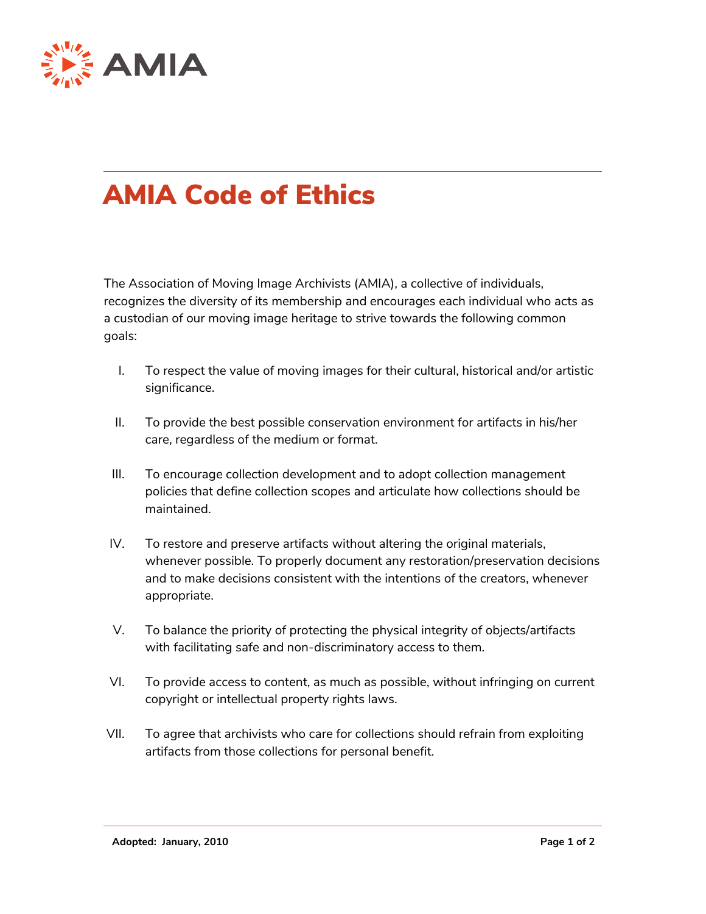AMIA

# AMIA Code of Ethics

The Association of Moving Image Archivists (AMIA), a collective of individuals, recognizes the diversity of its membership and encourages each individual who acts as a custodian of our moving image heritage to strive towards the following common goals:

I. To respect the value of moving images for their cultural, historical and/or artistic significance.

II. To provide the best possible conservation environment for artifacts in his/her care, regardless of the medium or format.

III. To encourage collection development and to adopt collection management policies that define collection scopes and articulate how collections should be maintained.

IV. To restore and preserve artifacts without altering the original materials, whenever possible. To properly document any restoration/preservation decisions and to make decisions consistent with the intentions of the creators, whenever appropriate.

V. To balance the priority of protecting the physical integrity of objects/artifacts with facilitating safe and non-discriminatory access to them.

VI. To provide access to content, as much as possible, without infringing on current copyright or intellectual property rights laws.

VII. To agree that archivists who care for collections should refrain from exploiting artifacts from those collections for personal benefit.

**Adopted: January, 2010**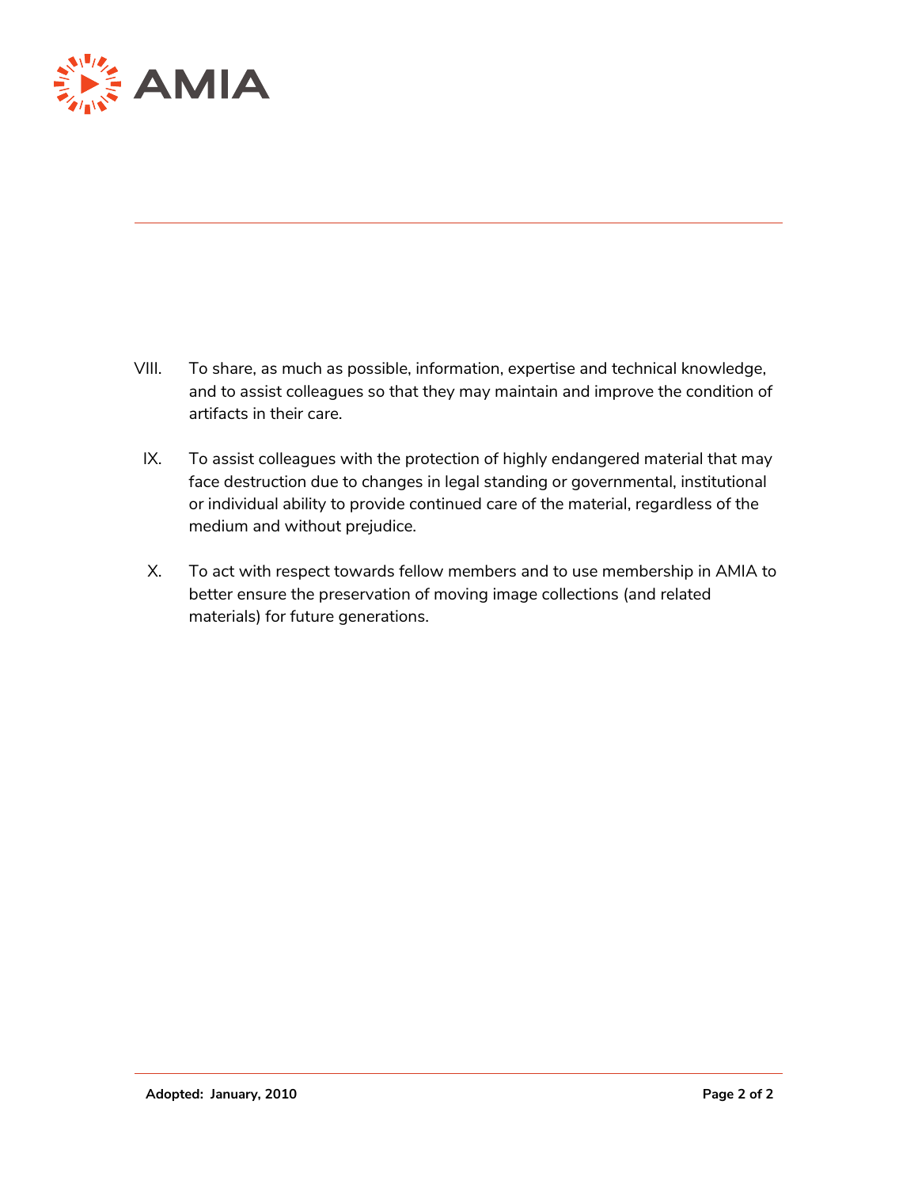VIII. To share, as much as possible, information, expertise and technical knowledge, and to assist colleagues so that they may maintain and improve the condition of artifacts in their care.

IX. To assist colleagues with the protection of highly endangered material that may face destruction due to changes in legal standing or governmental, institutional or individual ability to provide continued care of the material, regardless of the medium and without prejudice.

X. To act with respect towards fellow members and to use membership in AMIA to better ensure the preservation of moving image collections (and related materials) for future generations.

**Adopted: January, 2010**